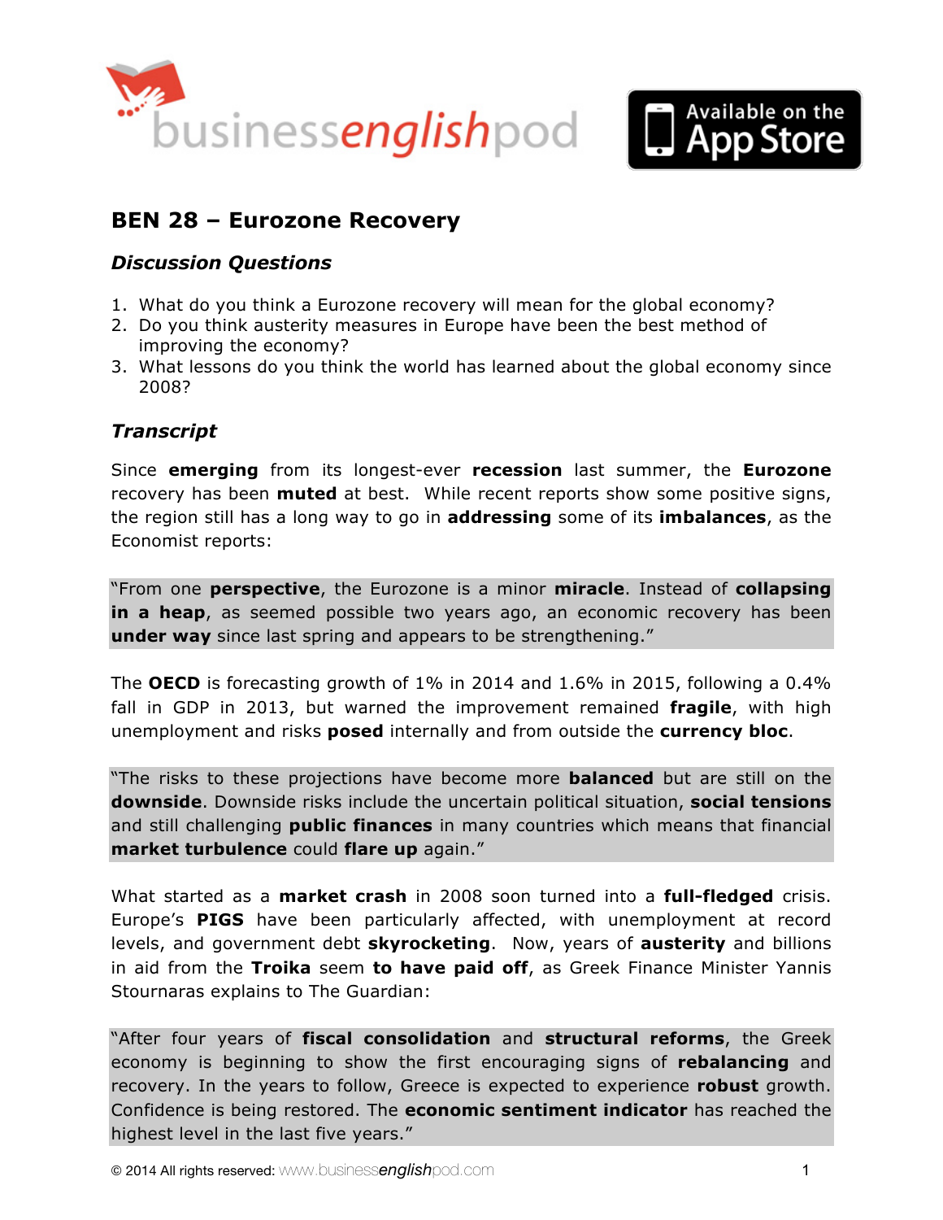# BEN 28 – Eurozone Recovery

## *Discussion Questions*

1. What do you think a Eurozone recovery will mean for the global economy?
2. Do you think austerity measures in Europe have been the best method of improving the economy?
3. What lessons do you think the world has learned about the global economy since 2008?

## *Transcript*

Since **emerging** from its longest-ever **recession** last summer, the **Eurozone** recovery has been **muted** at best. While recent reports show some positive signs, the region still has a long way to go in **addressing** some of its **imbalances**, as the Economist reports:

> "From one **perspective**, the Eurozone is a minor **miracle**. Instead of **collapsing in a heap**, as seemed possible two years ago, an economic recovery has been **under way** since last spring and appears to be strengthening."

The **OECD** is forecasting growth of 1% in 2014 and 1.6% in 2015, following a 0.4% fall in GDP in 2013, but warned the improvement remained **fragile**, with high unemployment and risks **posed** internally and from outside the **currency bloc**.

> "The risks to these projections have become more **balanced** but are still on the **downside**. Downside risks include the uncertain political situation, **social tensions** and still challenging **public finances** in many countries which means that financial **market turbulence** could **flare up** again."

What started as a **market crash** in 2008 soon turned into a **full-fledged** crisis. Europe's **PIGS** have been particularly affected, with unemployment at record levels, and government debt **skyrocketing**. Now, years of **austerity** and billions in aid from the **Troika** seem **to have paid off**, as Greek Finance Minister Yannis Stournaras explains to The Guardian:

> "After four years of **fiscal consolidation** and **structural reforms**, the Greek economy is beginning to show the first encouraging signs of **rebalancing** and recovery. In the years to follow, Greece is expected to experience **robust** growth. Confidence is being restored. The **economic sentiment indicator** has reached the highest level in the last five years."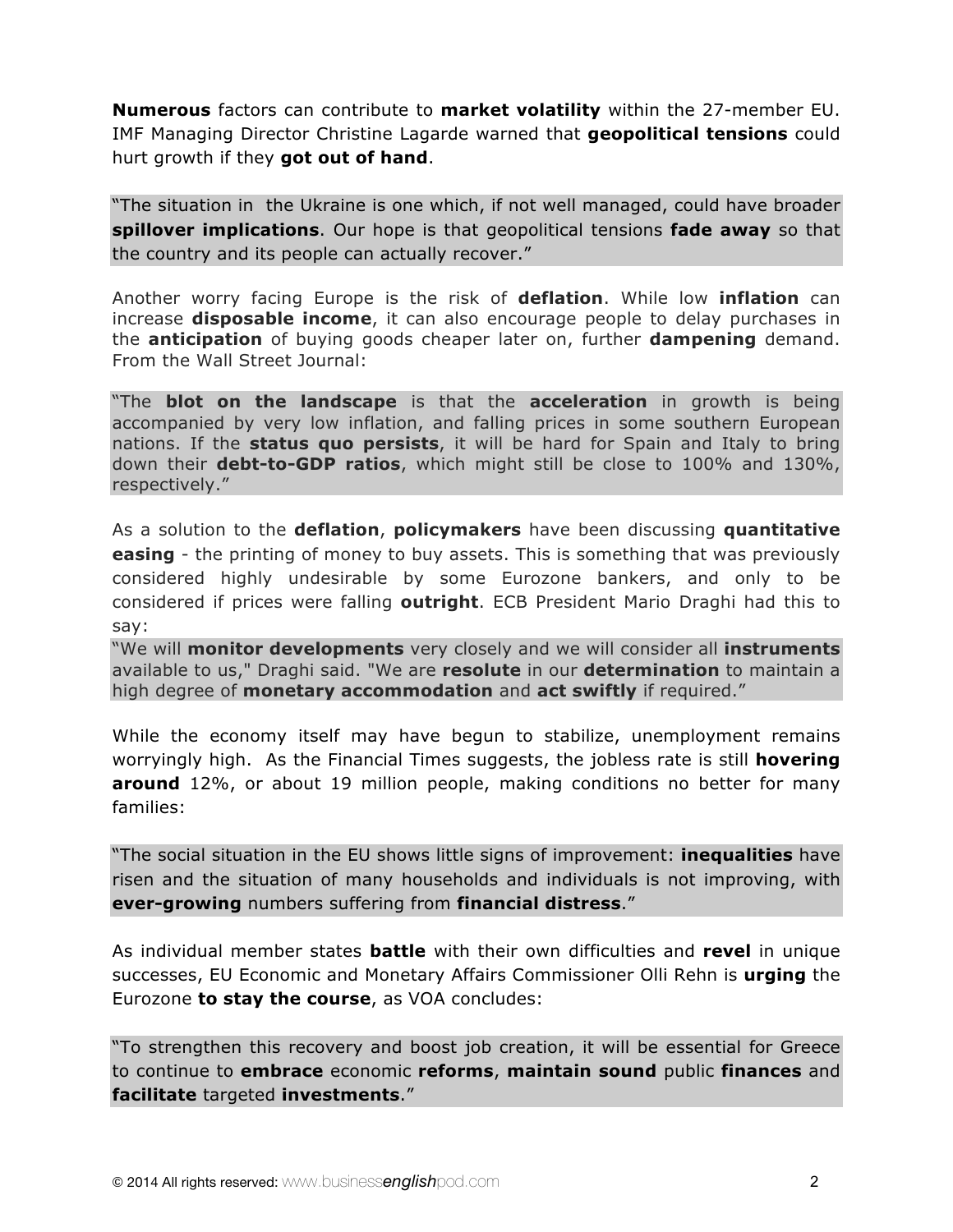**Numerous** factors can contribute to **market volatility** within the 27-member EU. IMF Managing Director Christine Lagarde warned that **geopolitical tensions** could hurt growth if they **got out of hand**.

> "The situation in the Ukraine is one which, if not well managed, could have broader **spillover implications**. Our hope is that geopolitical tensions **fade away** so that the country and its people can actually recover."

Another worry facing Europe is the risk of **deflation**. While low **inflation** can increase **disposable income**, it can also encourage people to delay purchases in the **anticipation** of buying goods cheaper later on, further **dampening** demand. From the Wall Street Journal:

> "The **blot on the landscape** is that the **acceleration** in growth is being accompanied by very low inflation, and falling prices in some southern European nations. If the **status quo persists**, it will be hard for Spain and Italy to bring down their **debt-to-GDP ratios**, which might still be close to 100% and 130%, respectively."

As a solution to the **deflation**, **policymakers** have been discussing **quantitative easing** - the printing of money to buy assets. This is something that was previously considered highly undesirable by some Eurozone bankers, and only to be considered if prices were falling **outright**. ECB President Mario Draghi had this to say:

> "We will **monitor developments** very closely and we will consider all **instruments** available to us," Draghi said. "We are **resolute** in our **determination** to maintain a high degree of **monetary accommodation** and **act swiftly** if required."

While the economy itself may have begun to stabilize, unemployment remains worryingly high. As the Financial Times suggests, the jobless rate is still **hovering around** 12%, or about 19 million people, making conditions no better for many families:

> "The social situation in the EU shows little signs of improvement: **inequalities** have risen and the situation of many households and individuals is not improving, with **ever-growing** numbers suffering from **financial distress**."

As individual member states **battle** with their own difficulties and **revel** in unique successes, EU Economic and Monetary Affairs Commissioner Olli Rehn is **urging** the Eurozone **to stay the course**, as VOA concludes:

> "To strengthen this recovery and boost job creation, it will be essential for Greece to continue to **embrace** economic **reforms**, **maintain sound** public **finances** and **facilitate** targeted **investments**."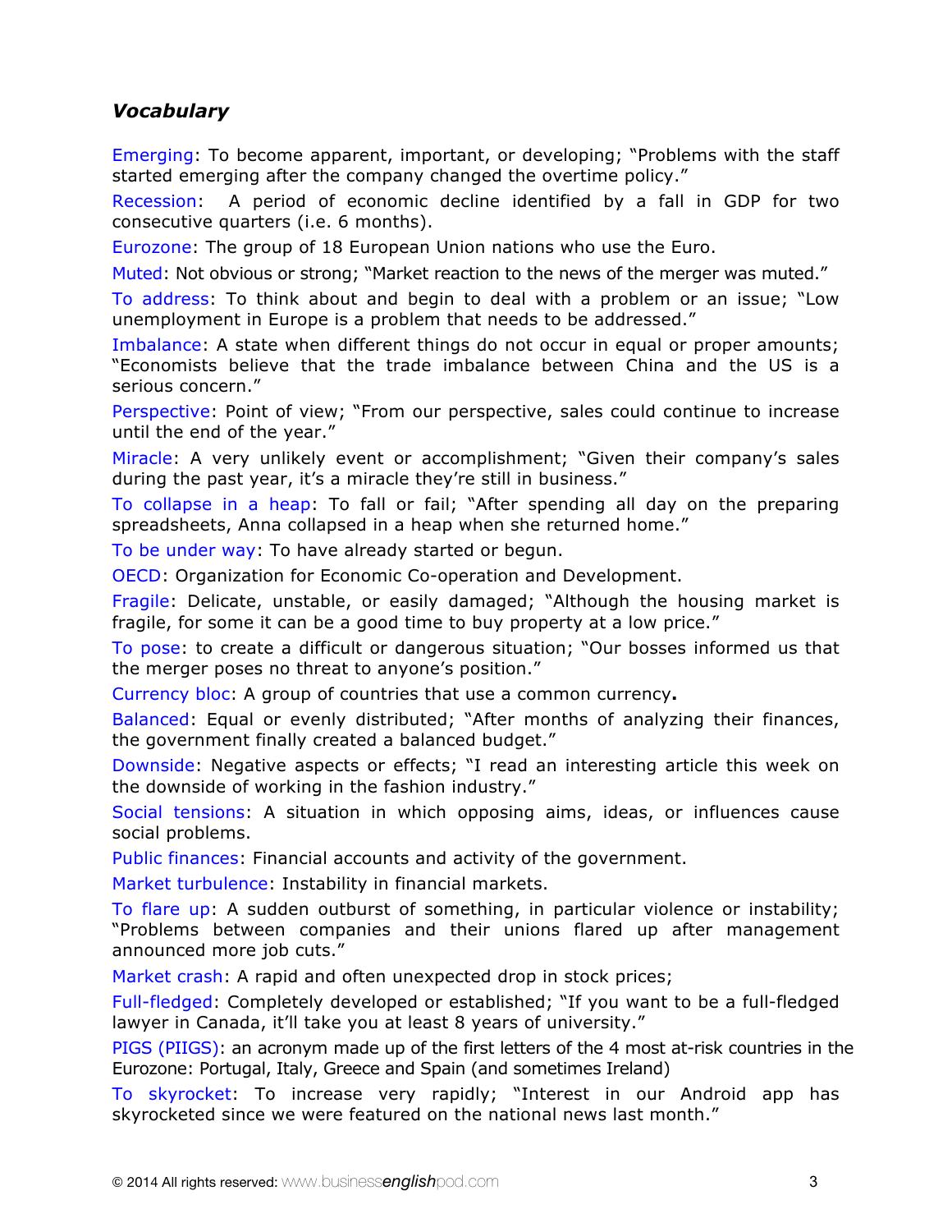### ***Vocabulary***

Emerging: To become apparent, important, or developing; "Problems with the staff started emerging after the company changed the overtime policy."

Recession: A period of economic decline identified by a fall in GDP for two consecutive quarters (i.e. 6 months).

Eurozone: The group of 18 European Union nations who use the Euro.

Muted: Not obvious or strong; "Market reaction to the news of the merger was muted."

To address: To think about and begin to deal with a problem or an issue; "Low unemployment in Europe is a problem that needs to be addressed."

Imbalance: A state when different things do not occur in equal or proper amounts; "Economists believe that the trade imbalance between China and the US is a serious concern."

Perspective: Point of view; "From our perspective, sales could continue to increase until the end of the year."

Miracle: A very unlikely event or accomplishment; "Given their company's sales during the past year, it's a miracle they're still in business."

To collapse in a heap: To fall or fail; "After spending all day on the preparing spreadsheets, Anna collapsed in a heap when she returned home."

To be under way: To have already started or begun.

OECD: Organization for Economic Co-operation and Development.

Fragile: Delicate, unstable, or easily damaged; "Although the housing market is fragile, for some it can be a good time to buy property at a low price."

To pose: to create a difficult or dangerous situation; "Our bosses informed us that the merger poses no threat to anyone's position."

Currency bloc: A group of countries that use a common currency**.**

Balanced: Equal or evenly distributed; "After months of analyzing their finances, the government finally created a balanced budget."

Downside: Negative aspects or effects; "I read an interesting article this week on the downside of working in the fashion industry."

Social tensions: A situation in which opposing aims, ideas, or influences cause social problems.

Public finances: Financial accounts and activity of the government.

Market turbulence: Instability in financial markets.

To flare up: A sudden outburst of something, in particular violence or instability; "Problems between companies and their unions flared up after management announced more job cuts."

Market crash: A rapid and often unexpected drop in stock prices;

Full-fledged: Completely developed or established; "If you want to be a full-fledged lawyer in Canada, it'll take you at least 8 years of university."

PIGS (PIIGS): an acronym made up of the first letters of the 4 most at-risk countries in the Eurozone: Portugal, Italy, Greece and Spain (and sometimes Ireland)

To skyrocket: To increase very rapidly; "Interest in our Android app has skyrocketed since we were featured on the national news last month."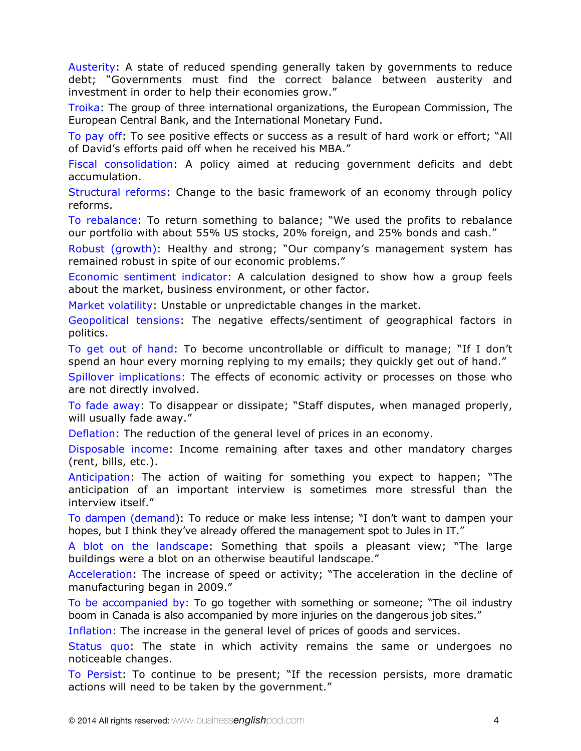Austerity: A state of reduced spending generally taken by governments to reduce debt; "Governments must find the correct balance between austerity and investment in order to help their economies grow."

Troika: The group of three international organizations, the European Commission, The European Central Bank, and the International Monetary Fund.

To pay off: To see positive effects or success as a result of hard work or effort; "All of David's efforts paid off when he received his MBA."

Fiscal consolidation: A policy aimed at reducing government deficits and debt accumulation.

Structural reforms: Change to the basic framework of an economy through policy reforms.

To rebalance: To return something to balance; "We used the profits to rebalance our portfolio with about 55% US stocks, 20% foreign, and 25% bonds and cash."

Robust (growth): Healthy and strong; "Our company's management system has remained robust in spite of our economic problems."

Economic sentiment indicator: A calculation designed to show how a group feels about the market, business environment, or other factor.

Market volatility: Unstable or unpredictable changes in the market.

Geopolitical tensions: The negative effects/sentiment of geographical factors in politics.

To get out of hand: To become uncontrollable or difficult to manage; "If I don't spend an hour every morning replying to my emails; they quickly get out of hand."

Spillover implications: The effects of economic activity or processes on those who are not directly involved.

To fade away: To disappear or dissipate; "Staff disputes, when managed properly, will usually fade away."

Deflation: The reduction of the general level of prices in an economy.

Disposable income: Income remaining after taxes and other mandatory charges (rent, bills, etc.).

Anticipation: The action of waiting for something you expect to happen; "The anticipation of an important interview is sometimes more stressful than the interview itself."

To dampen (demand): To reduce or make less intense; "I don't want to dampen your hopes, but I think they've already offered the management spot to Jules in IT."

A blot on the landscape: Something that spoils a pleasant view; "The large buildings were a blot on an otherwise beautiful landscape."

Acceleration: The increase of speed or activity; "The acceleration in the decline of manufacturing began in 2009."

To be accompanied by: To go together with something or someone; "The oil industry boom in Canada is also accompanied by more injuries on the dangerous job sites."

Inflation: The increase in the general level of prices of goods and services.

Status quo: The state in which activity remains the same or undergoes no noticeable changes.

To Persist: To continue to be present; "If the recession persists, more dramatic actions will need to be taken by the government."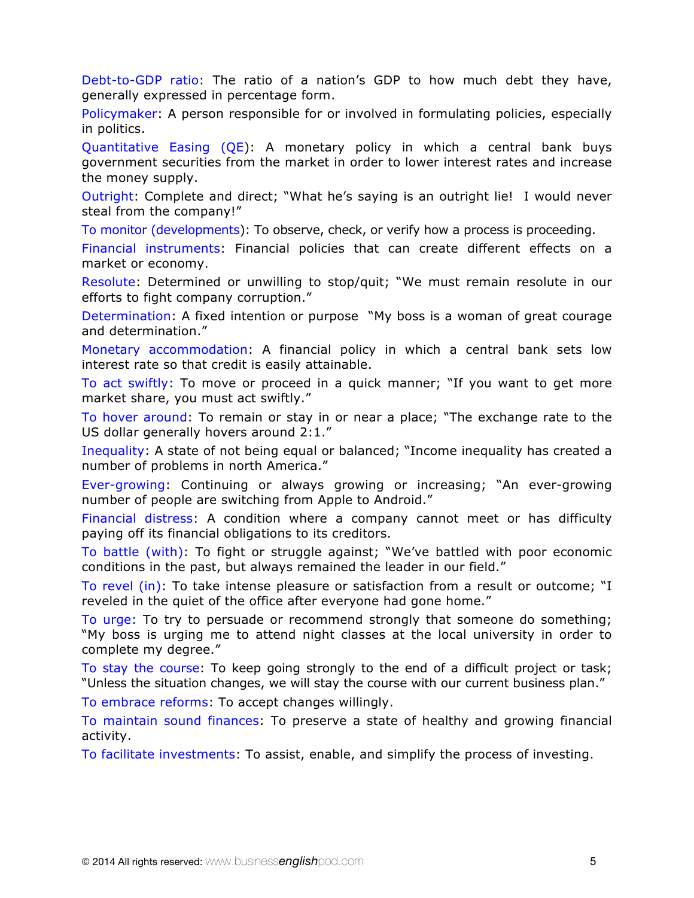Debt-to-GDP ratio: The ratio of a nation's GDP to how much debt they have, generally expressed in percentage form.

Policymaker: A person responsible for or involved in formulating policies, especially in politics.

Quantitative Easing (QE): A monetary policy in which a central bank buys government securities from the market in order to lower interest rates and increase the money supply.

Outright: Complete and direct; "What he's saying is an outright lie! I would never steal from the company!"

To monitor (developments): To observe, check, or verify how a process is proceeding.

Financial instruments: Financial policies that can create different effects on a market or economy.

Resolute: Determined or unwilling to stop/quit; "We must remain resolute in our efforts to fight company corruption."

Determination: A fixed intention or purpose "My boss is a woman of great courage and determination."

Monetary accommodation: A financial policy in which a central bank sets low interest rate so that credit is easily attainable.

To act swiftly: To move or proceed in a quick manner; "If you want to get more market share, you must act swiftly."

To hover around: To remain or stay in or near a place; "The exchange rate to the US dollar generally hovers around 2:1."

Inequality: A state of not being equal or balanced; "Income inequality has created a number of problems in north America."

Ever-growing: Continuing or always growing or increasing; "An ever-growing number of people are switching from Apple to Android."

Financial distress: A condition where a company cannot meet or has difficulty paying off its financial obligations to its creditors.

To battle (with): To fight or struggle against; "We've battled with poor economic conditions in the past, but always remained the leader in our field."

To revel (in): To take intense pleasure or satisfaction from a result or outcome; "I reveled in the quiet of the office after everyone had gone home."

To urge: To try to persuade or recommend strongly that someone do something; "My boss is urging me to attend night classes at the local university in order to complete my degree."

To stay the course: To keep going strongly to the end of a difficult project or task; "Unless the situation changes, we will stay the course with our current business plan."

To embrace reforms: To accept changes willingly.

To maintain sound finances: To preserve a state of healthy and growing financial activity.

To facilitate investments: To assist, enable, and simplify the process of investing.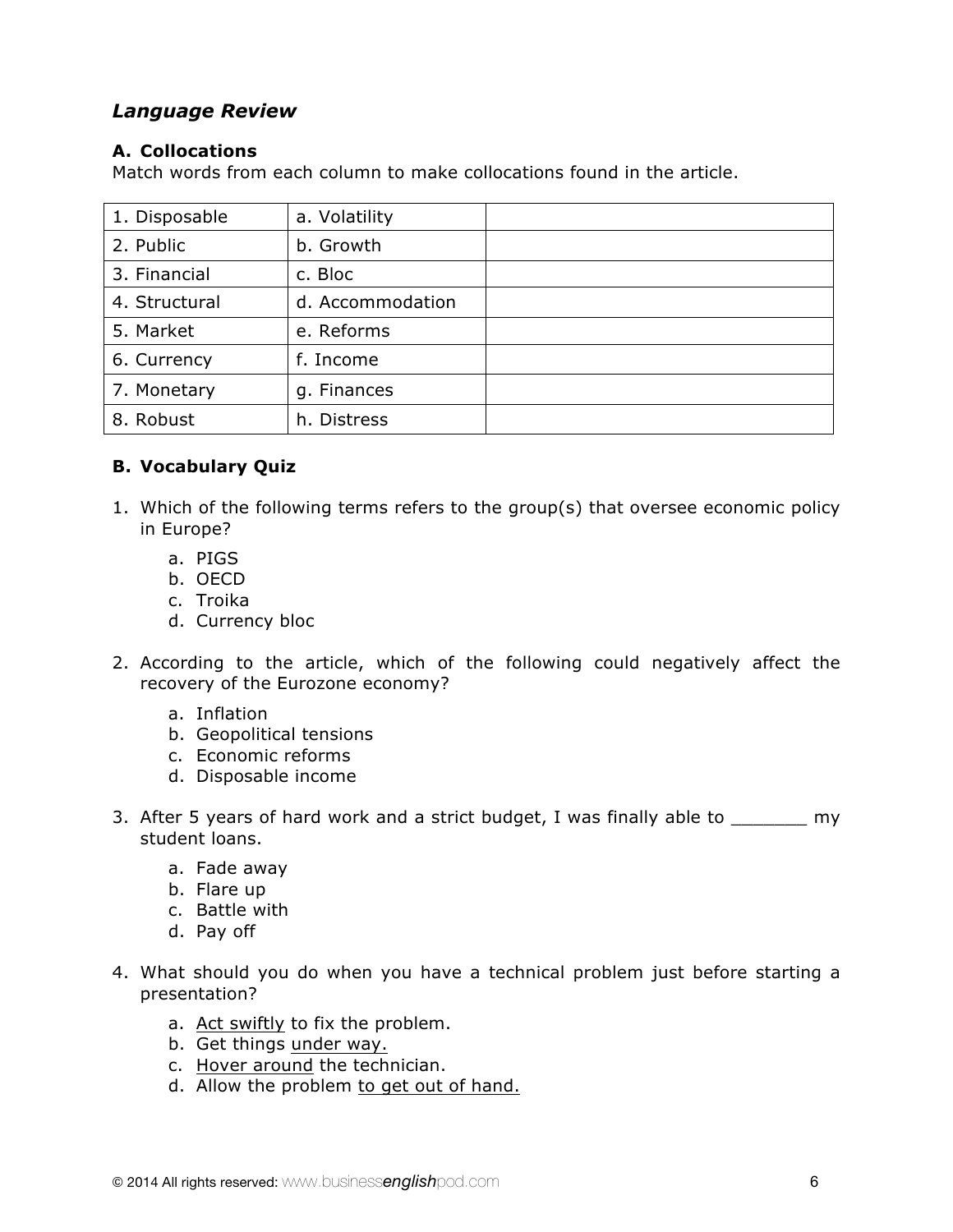## *Language Review*

### A. Collocations

Match words from each column to make collocations found in the article.

| | | |
|---|---|---|
| 1. Disposable | a. Volatility | |
| 2. Public | b. Growth | |
| 3. Financial | c. Bloc | |
| 4. Structural | d. Accommodation | |
| 5. Market | e. Reforms | |
| 6. Currency | f. Income | |
| 7. Monetary | g. Finances | |
| 8. Robust | h. Distress | |

### B. Vocabulary Quiz

1. Which of the following terms refers to the group(s) that oversee economic policy in Europe?
    a. PIGS
    b. OECD
    c. Troika
    d. Currency bloc

2. According to the article, which of the following could negatively affect the recovery of the Eurozone economy?
    a. Inflation
    b. Geopolitical tensions
    c. Economic reforms
    d. Disposable income

3. After 5 years of hard work and a strict budget, I was finally able to _______ my student loans.
    a. Fade away
    b. Flare up
    c. Battle with
    d. Pay off

4. What should you do when you have a technical problem just before starting a presentation?
    a. <u>Act swiftly</u> to fix the problem.
    b. Get things <u>under way.</u>
    c. <u>Hover around</u> the technician.
    d. Allow the problem <u>to get out of hand.</u>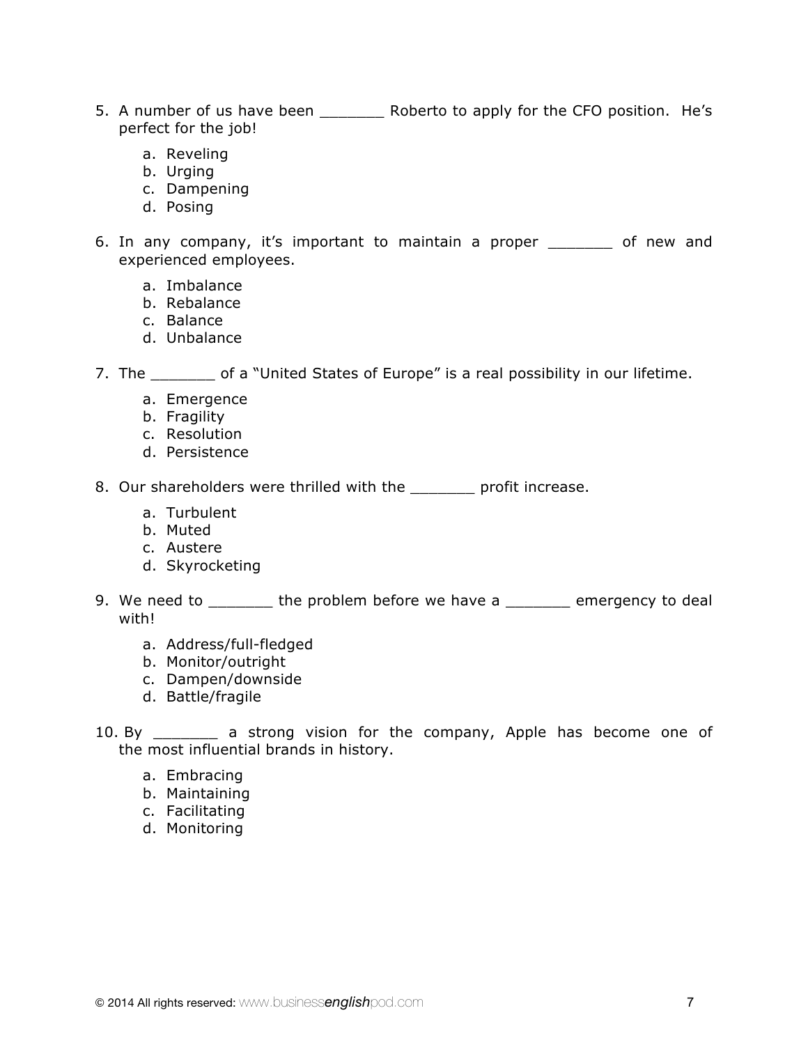5. A number of us have been _______ Roberto to apply for the CFO position. He's perfect for the job!

    a. Reveling
    b. Urging
    c. Dampening
    d. Posing

6. In any company, it's important to maintain a proper _______ of new and experienced employees.

    a. Imbalance
    b. Rebalance
    c. Balance
    d. Unbalance

7. The _______ of a "United States of Europe" is a real possibility in our lifetime.

    a. Emergence
    b. Fragility
    c. Resolution
    d. Persistence

8. Our shareholders were thrilled with the _______ profit increase.

    a. Turbulent
    b. Muted
    c. Austere
    d. Skyrocketing

9. We need to _______ the problem before we have a _______ emergency to deal with!

    a. Address/full-fledged
    b. Monitor/outright
    c. Dampen/downside
    d. Battle/fragile

10. By _______ a strong vision for the company, Apple has become one of the most influential brands in history.

    a. Embracing
    b. Maintaining
    c. Facilitating
    d. Monitoring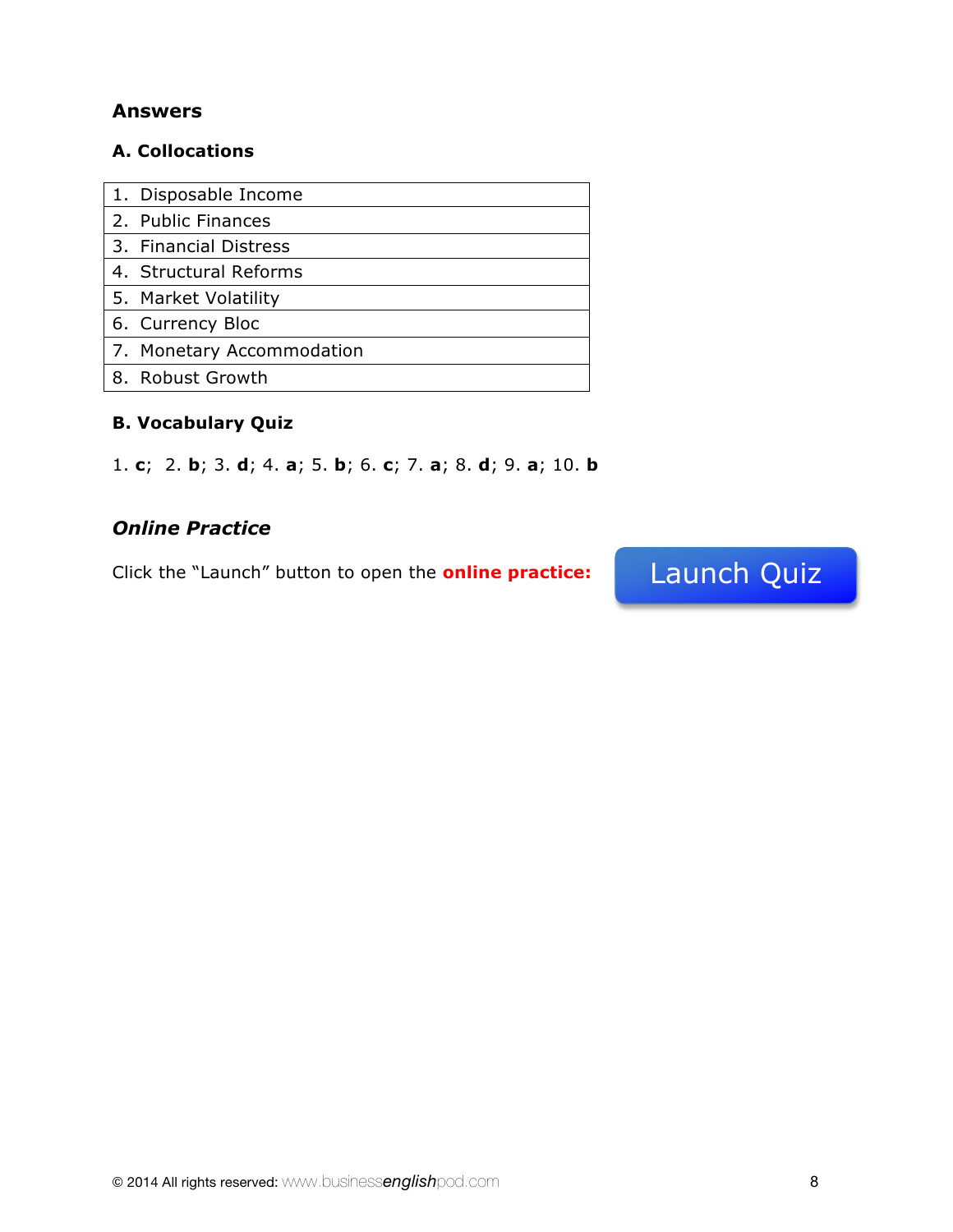# Answers

## A. Collocations

| |
|---|
| 1. Disposable Income |
| 2. Public Finances |
| 3. Financial Distress |
| 4. Structural Reforms |
| 5. Market Volatility |
| 6. Currency Bloc |
| 7. Monetary Accommodation |
| 8. Robust Growth |

## B. Vocabulary Quiz

1. **c**; 2. **b**; 3. **d**; 4. **a**; 5. **b**; 6. **c**; 7. **a**; 8. **d**; 9. **a**; 10. **b**

## *Online Practice*

Click the "Launch" button to open the **online practice:** Launch Quiz

© 2014 All rights reserved: www.businessenglishpod.com